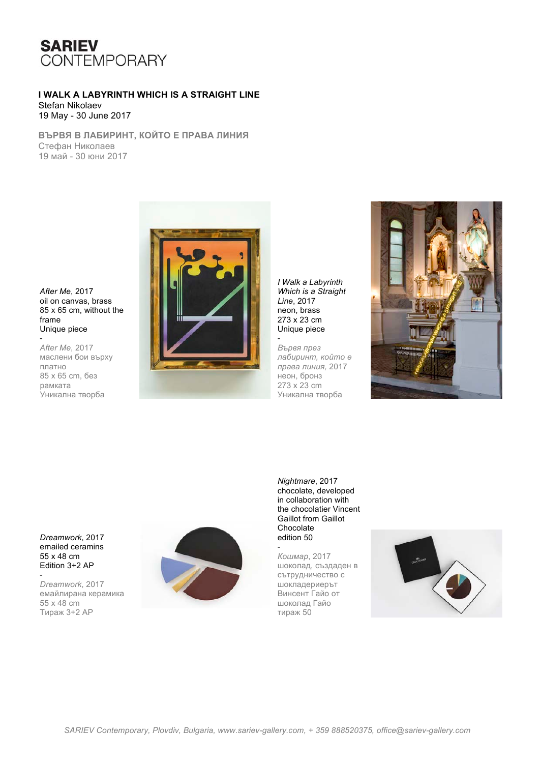**SARIEV**
CONTEMPORARY

**I WALK A LABYRINTH WHICH IS A STRAIGHT LINE**
Stefan Nikolaev
19 May - 30 June 2017

**ВЪРВЯ В ЛАБИРИНТ, КОЙТО Е ПРАВА ЛИНИЯ**
Стефан Николаев
19 май - 30 юни 2017

*After Me*, 2017
oil on canvas, brass
85 x 65 cm, without the frame
Unique piece
-
*After Me*, 2017
маслени бои върху платно
85 x 65 cm, без рамката
Уникална творба

*I Walk a Labyrinth Which is a Straight Line*, 2017
neon, brass
273 x 23 cm
Unique piece
-
*Вървя през лабиринт, който е права линия*, 2017
неон, бронз
273 x 23 cm
Уникална творба

*Dreamwork*, 2017
emailed ceramins
55 x 48 cm
Edition 3+2 AP
-
*Dreamwork*, 2017
емайлирана керамика
55 x 48 cm
Тираж 3+2 AP

*Nightmare*, 2017
chocolate, developed in collaboration with the chocolatier Vincent Gaillot from Gaillot Chocolate
edition 50
-
*Кошмар*, 2017
шоколад, създаден в сътрудничество с шоколадериерът Винсент Гайо от шоколад Гайо
тираж 50

*SARIEV Contemporary, Plovdiv, Bulgaria, www.sariev-gallery.com, + 359 888520375, office@sariev-gallery.com*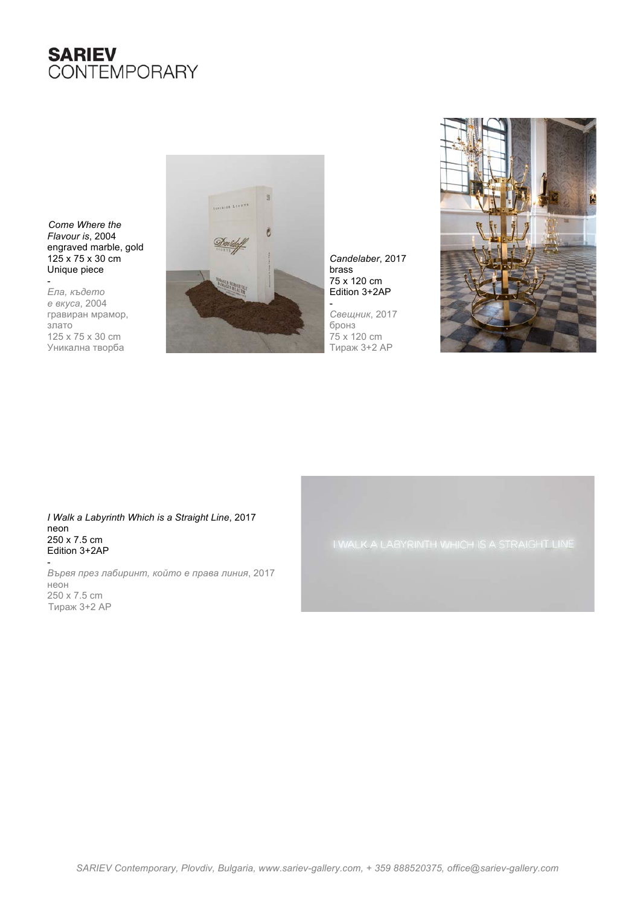*Come Where the Flavour is*, 2004
engraved marble, gold
125 x 75 x 30 cm
Unique piece
-
*Ела, където е вкуса*, 2004
гравиран мрамор, злато
125 x 75 x 30 cm
Уникална творба

*Candelaber*, 2017
brass
75 x 120 cm
Edition 3+2AP
-
*Свещник*, 2017
бронз
75 x 120 cm
Тираж 3+2 AP

*I Walk a Labyrinth Which is a Straight Line*, 2017
neon
250 x 7.5 cm
Edition 3+2AP
-
*Вървя през лабиринт, който е права линия*, 2017
неон
250 x 7.5 cm
Тираж 3+2 AP